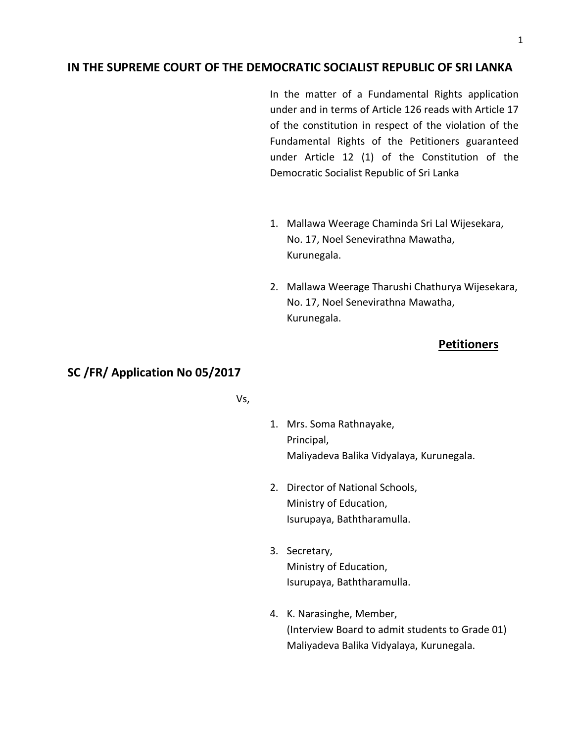# IN THE SUPREME COURT OF THE DEMOCRATIC SOCIALIST REPUBLIC OF SRI LANKA

In the matter of a Fundamental Rights application under and in terms of Article 126 reads with Article 17 of the constitution in respect of the violation of the Fundamental Rights of the Petitioners guaranteed under Article 12 (1) of the Constitution of the Democratic Socialist Republic of Sri Lanka

1. Mallawa Weerage Chaminda Sri Lal Wijesekara,
   No. 17, Noel Senevirathna Mawatha,
   Kurunegala.

2. Mallawa Weerage Tharushi Chathurya Wijesekara,
   No. 17, Noel Senevirathna Mawatha,
   Kurunegala.

**Petitioners**

## SC /FR/ Application No 05/2017

Vs,

1. Mrs. Soma Rathnayake,
   Principal,
   Maliyadeva Balika Vidyalaya, Kurunegala.

2. Director of National Schools,
   Ministry of Education,
   Isurupaya, Baththaramulla.

3. Secretary,
   Ministry of Education,
   Isurupaya, Baththaramulla.

4. K. Narasinghe, Member,
   (Interview Board to admit students to Grade 01)
   Maliyadeva Balika Vidyalaya, Kurunegala.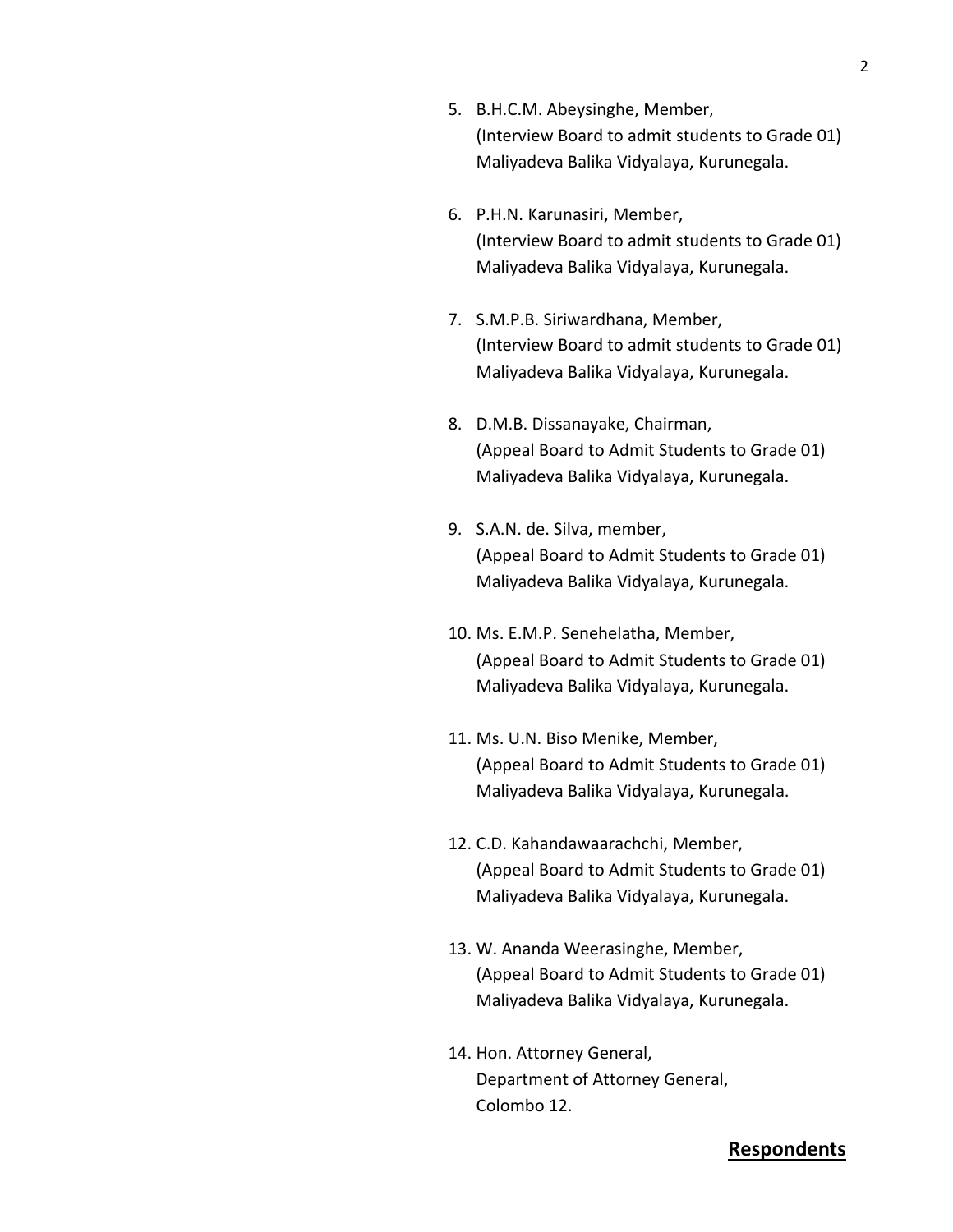5. B.H.C.M. Abeysinghe, Member,
   (Interview Board to admit students to Grade 01)
   Maliyadeva Balika Vidyalaya, Kurunegala.

6. P.H.N. Karunasiri, Member,
   (Interview Board to admit students to Grade 01)
   Maliyadeva Balika Vidyalaya, Kurunegala.

7. S.M.P.B. Siriwardhana, Member,
   (Interview Board to admit students to Grade 01)
   Maliyadeva Balika Vidyalaya, Kurunegala.

8. D.M.B. Dissanayake, Chairman,
   (Appeal Board to Admit Students to Grade 01)
   Maliyadeva Balika Vidyalaya, Kurunegala.

9. S.A.N. de. Silva, member,
   (Appeal Board to Admit Students to Grade 01)
   Maliyadeva Balika Vidyalaya, Kurunegala.

10. Ms. E.M.P. Senehelatha, Member,
    (Appeal Board to Admit Students to Grade 01)
    Maliyadeva Balika Vidyalaya, Kurunegala.

11. Ms. U.N. Biso Menike, Member,
    (Appeal Board to Admit Students to Grade 01)
    Maliyadeva Balika Vidyalaya, Kurunegala.

12. C.D. Kahandawaarachchi, Member,
    (Appeal Board to Admit Students to Grade 01)
    Maliyadeva Balika Vidyalaya, Kurunegala.

13. W. Ananda Weerasinghe, Member,
    (Appeal Board to Admit Students to Grade 01)
    Maliyadeva Balika Vidyalaya, Kurunegala.

14. Hon. Attorney General,
    Department of Attorney General,
    Colombo 12.

**Respondents**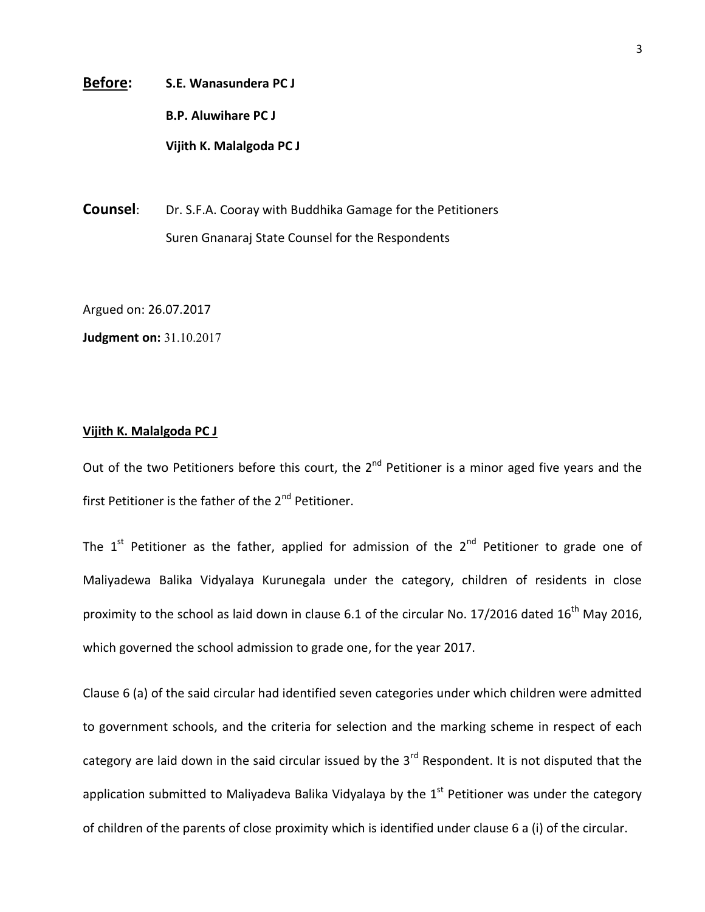**Before:** **S.E. Wanasundera PC J**

**B.P. Aluwihare PC J**

**Vijith K. Malalgoda PC J**

**Counsel**: Dr. S.F.A. Cooray with Buddhika Gamage for the Petitioners

Suren Gnanaraj State Counsel for the Respondents

Argued on: 26.07.2017

**Judgment on:** 31.10.2017

**Vijith K. Malalgoda PC J**

Out of the two Petitioners before this court, the 2nd Petitioner is a minor aged five years and the first Petitioner is the father of the 2nd Petitioner.

The 1st Petitioner as the father, applied for admission of the 2nd Petitioner to grade one of Maliyadewa Balika Vidyalaya Kurunegala under the category, children of residents in close proximity to the school as laid down in clause 6.1 of the circular No. 17/2016 dated 16th May 2016, which governed the school admission to grade one, for the year 2017.

Clause 6 (a) of the said circular had identified seven categories under which children were admitted to government schools, and the criteria for selection and the marking scheme in respect of each category are laid down in the said circular issued by the 3rd Respondent. It is not disputed that the application submitted to Maliyadeva Balika Vidyalaya by the 1st Petitioner was under the category of children of the parents of close proximity which is identified under clause 6 a (i) of the circular.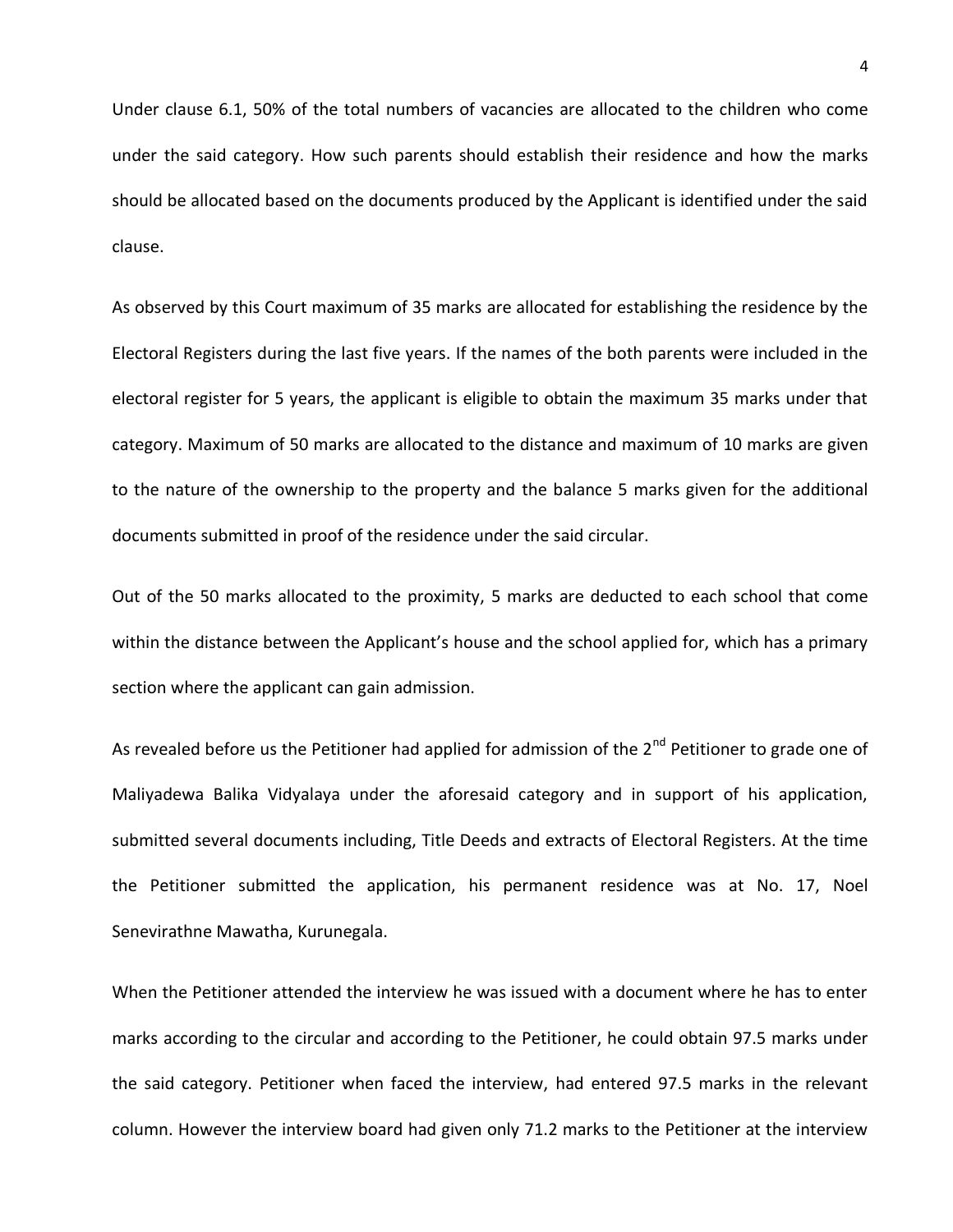Under clause 6.1, 50% of the total numbers of vacancies are allocated to the children who come under the said category. How such parents should establish their residence and how the marks should be allocated based on the documents produced by the Applicant is identified under the said clause.

As observed by this Court maximum of 35 marks are allocated for establishing the residence by the Electoral Registers during the last five years. If the names of the both parents were included in the electoral register for 5 years, the applicant is eligible to obtain the maximum 35 marks under that category. Maximum of 50 marks are allocated to the distance and maximum of 10 marks are given to the nature of the ownership to the property and the balance 5 marks given for the additional documents submitted in proof of the residence under the said circular.

Out of the 50 marks allocated to the proximity, 5 marks are deducted to each school that come within the distance between the Applicant's house and the school applied for, which has a primary section where the applicant can gain admission.

As revealed before us the Petitioner had applied for admission of the 2nd Petitioner to grade one of Maliyadewa Balika Vidyalaya under the aforesaid category and in support of his application, submitted several documents including, Title Deeds and extracts of Electoral Registers. At the time the Petitioner submitted the application, his permanent residence was at No. 17, Noel Senevirathne Mawatha, Kurunegala.

When the Petitioner attended the interview he was issued with a document where he has to enter marks according to the circular and according to the Petitioner, he could obtain 97.5 marks under the said category. Petitioner when faced the interview, had entered 97.5 marks in the relevant column. However the interview board had given only 71.2 marks to the Petitioner at the interview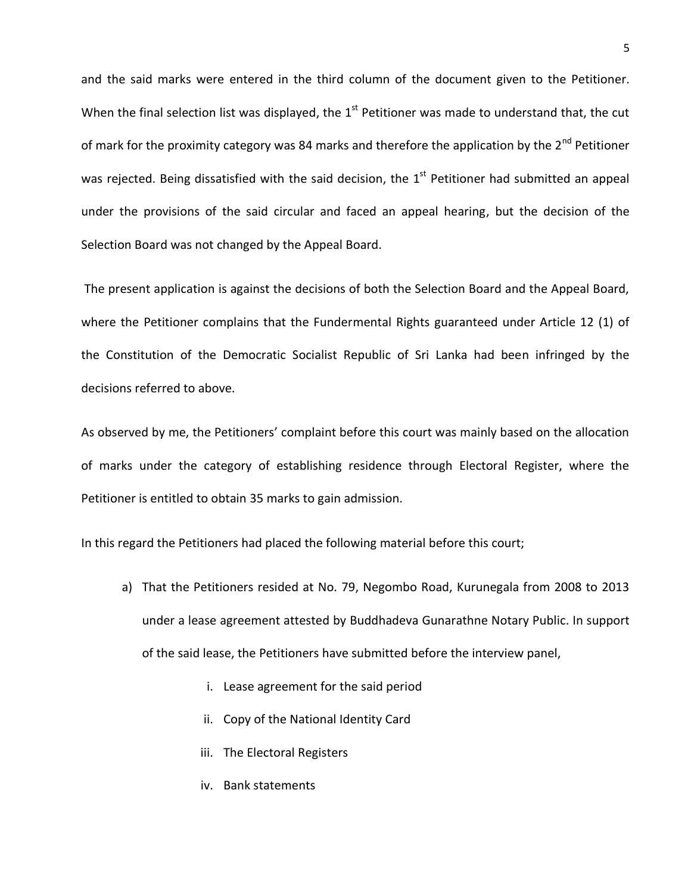and the said marks were entered in the third column of the document given to the Petitioner. When the final selection list was displayed, the 1st Petitioner was made to understand that, the cut of mark for the proximity category was 84 marks and therefore the application by the 2nd Petitioner was rejected. Being dissatisfied with the said decision, the 1st Petitioner had submitted an appeal under the provisions of the said circular and faced an appeal hearing, but the decision of the Selection Board was not changed by the Appeal Board.

The present application is against the decisions of both the Selection Board and the Appeal Board, where the Petitioner complains that the Fundermental Rights guaranteed under Article 12 (1) of the Constitution of the Democratic Socialist Republic of Sri Lanka had been infringed by the decisions referred to above.

As observed by me, the Petitioners' complaint before this court was mainly based on the allocation of marks under the category of establishing residence through Electoral Register, where the Petitioner is entitled to obtain 35 marks to gain admission.

In this regard the Petitioners had placed the following material before this court;

a) That the Petitioners resided at No. 79, Negombo Road, Kurunegala from 2008 to 2013 under a lease agreement attested by Buddhadeva Gunarathne Notary Public. In support of the said lease, the Petitioners have submitted before the interview panel,

    i. Lease agreement for the said period
    ii. Copy of the National Identity Card
    iii. The Electoral Registers
    iv. Bank statements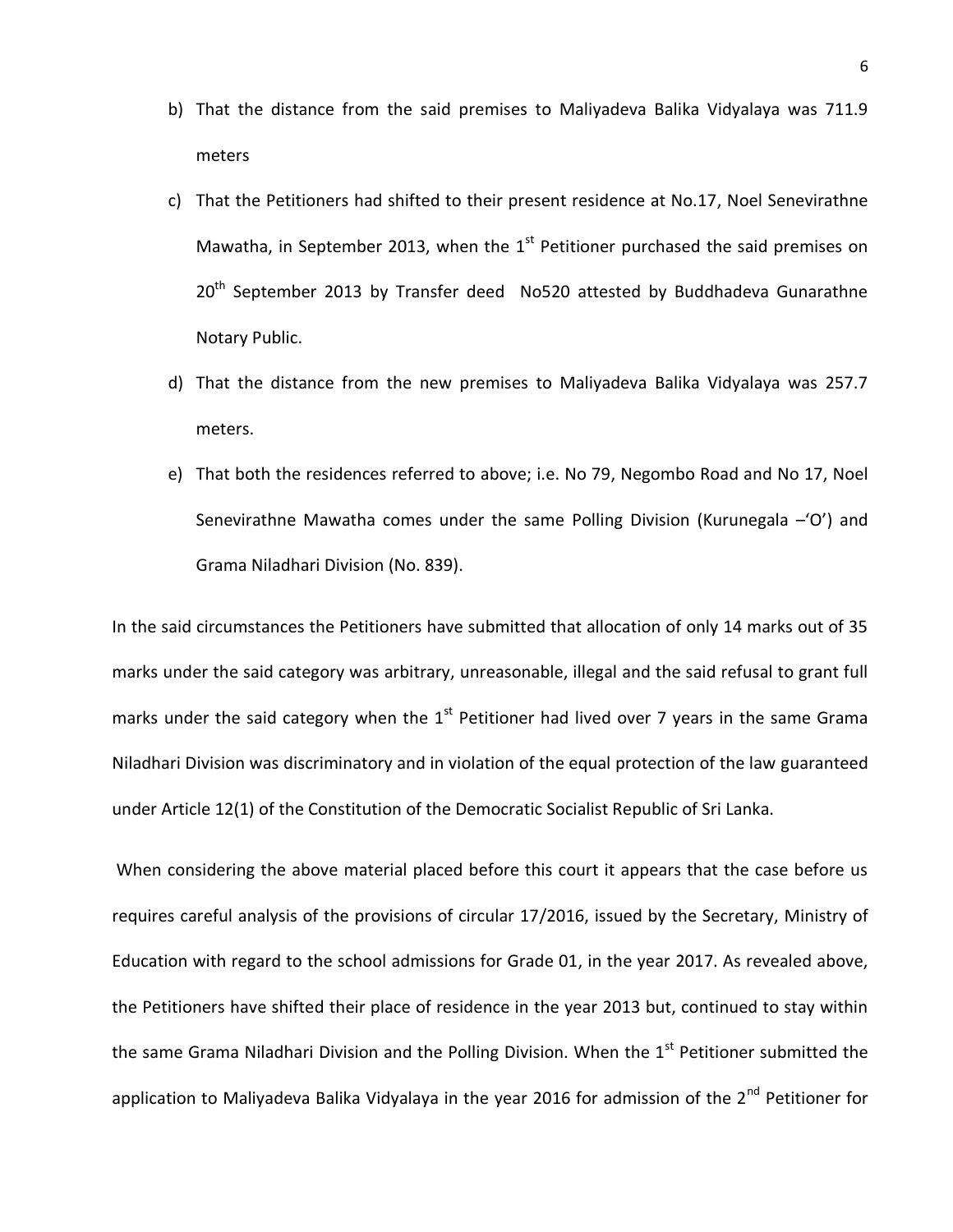b) That the distance from the said premises to Maliyadeva Balika Vidyalaya was 711.9 meters

c) That the Petitioners had shifted to their present residence at No.17, Noel Senevirathne Mawatha, in September 2013, when the 1st Petitioner purchased the said premises on 20th September 2013 by Transfer deed No520 attested by Buddhadeva Gunarathne Notary Public.

d) That the distance from the new premises to Maliyadeva Balika Vidyalaya was 257.7 meters.

e) That both the residences referred to above; i.e. No 79, Negombo Road and No 17, Noel Senevirathne Mawatha comes under the same Polling Division (Kurunegala –'O') and Grama Niladhari Division (No. 839).

In the said circumstances the Petitioners have submitted that allocation of only 14 marks out of 35 marks under the said category was arbitrary, unreasonable, illegal and the said refusal to grant full marks under the said category when the 1st Petitioner had lived over 7 years in the same Grama Niladhari Division was discriminatory and in violation of the equal protection of the law guaranteed under Article 12(1) of the Constitution of the Democratic Socialist Republic of Sri Lanka.

When considering the above material placed before this court it appears that the case before us requires careful analysis of the provisions of circular 17/2016, issued by the Secretary, Ministry of Education with regard to the school admissions for Grade 01, in the year 2017. As revealed above, the Petitioners have shifted their place of residence in the year 2013 but, continued to stay within the same Grama Niladhari Division and the Polling Division. When the 1st Petitioner submitted the application to Maliyadeva Balika Vidyalaya in the year 2016 for admission of the 2nd Petitioner for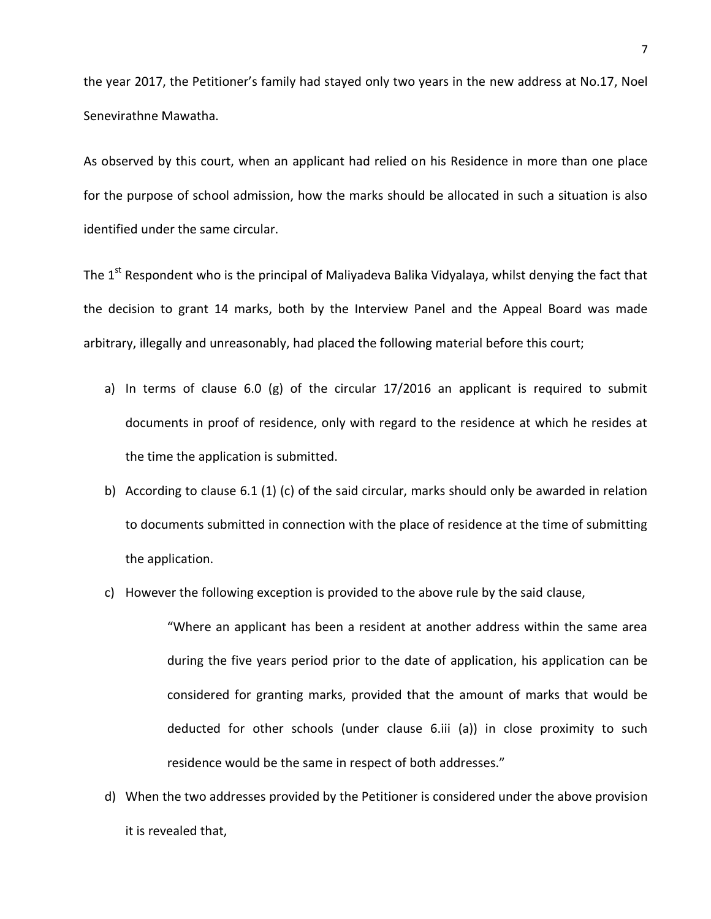the year 2017, the Petitioner's family had stayed only two years in the new address at No.17, Noel Senevirathne Mawatha.

As observed by this court, when an applicant had relied on his Residence in more than one place for the purpose of school admission, how the marks should be allocated in such a situation is also identified under the same circular.

The 1st Respondent who is the principal of Maliyadeva Balika Vidyalaya, whilst denying the fact that the decision to grant 14 marks, both by the Interview Panel and the Appeal Board was made arbitrary, illegally and unreasonably, had placed the following material before this court;

a) In terms of clause 6.0 (g) of the circular 17/2016 an applicant is required to submit documents in proof of residence, only with regard to the residence at which he resides at the time the application is submitted.

b) According to clause 6.1 (1) (c) of the said circular, marks should only be awarded in relation to documents submitted in connection with the place of residence at the time of submitting the application.

c) However the following exception is provided to the above rule by the said clause,

> "Where an applicant has been a resident at another address within the same area during the five years period prior to the date of application, his application can be considered for granting marks, provided that the amount of marks that would be deducted for other schools (under clause 6.iii (a)) in close proximity to such residence would be the same in respect of both addresses."

d) When the two addresses provided by the Petitioner is considered under the above provision it is revealed that,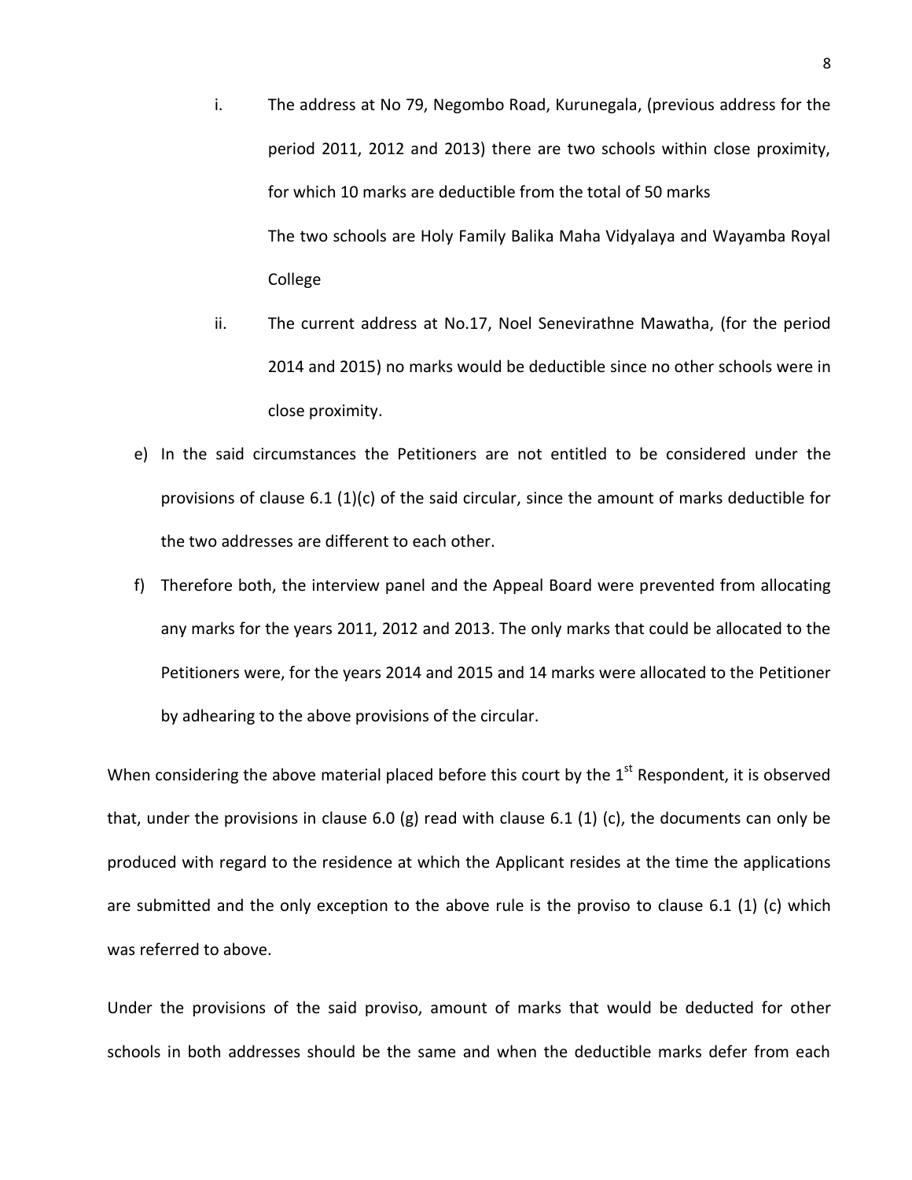i. The address at No 79, Negombo Road, Kurunegala, (previous address for the period 2011, 2012 and 2013) there are two schools within close proximity, for which 10 marks are deductible from the total of 50 marks

   The two schools are Holy Family Balika Maha Vidyalaya and Wayamba Royal College

ii. The current address at No.17, Noel Senevirathne Mawatha, (for the period 2014 and 2015) no marks would be deductible since no other schools were in close proximity.

e) In the said circumstances the Petitioners are not entitled to be considered under the provisions of clause 6.1 (1)(c) of the said circular, since the amount of marks deductible for the two addresses are different to each other.

f) Therefore both, the interview panel and the Appeal Board were prevented from allocating any marks for the years 2011, 2012 and 2013. The only marks that could be allocated to the Petitioners were, for the years 2014 and 2015 and 14 marks were allocated to the Petitioner by adhearing to the above provisions of the circular.

When considering the above material placed before this court by the 1st Respondent, it is observed that, under the provisions in clause 6.0 (g) read with clause 6.1 (1) (c), the documents can only be produced with regard to the residence at which the Applicant resides at the time the applications are submitted and the only exception to the above rule is the proviso to clause 6.1 (1) (c) which was referred to above.

Under the provisions of the said proviso, amount of marks that would be deducted for other schools in both addresses should be the same and when the deductible marks defer from each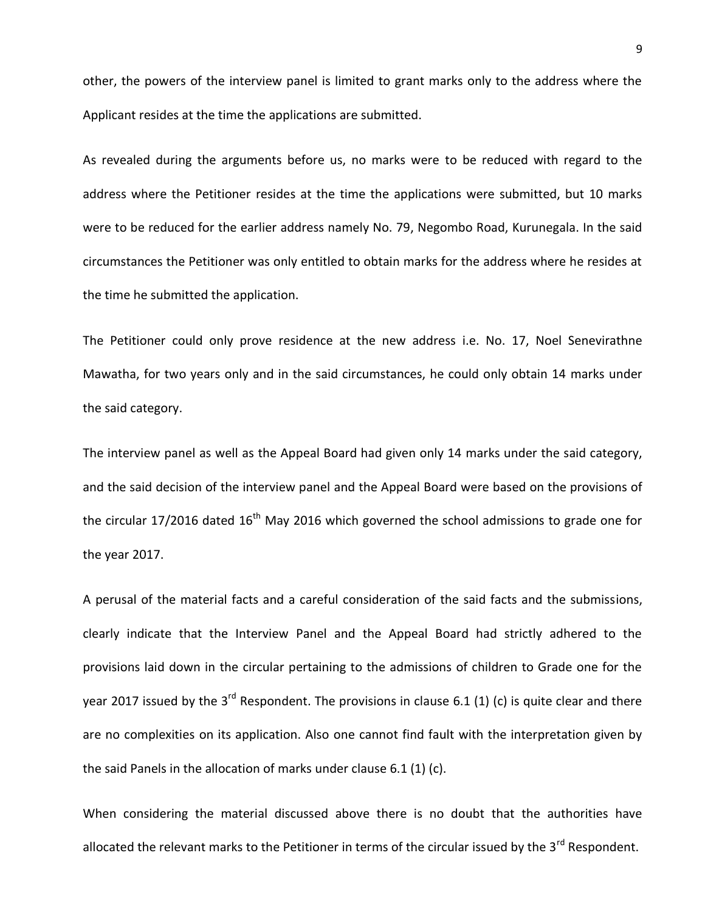other, the powers of the interview panel is limited to grant marks only to the address where the Applicant resides at the time the applications are submitted.

As revealed during the arguments before us, no marks were to be reduced with regard to the address where the Petitioner resides at the time the applications were submitted, but 10 marks were to be reduced for the earlier address namely No. 79, Negombo Road, Kurunegala. In the said circumstances the Petitioner was only entitled to obtain marks for the address where he resides at the time he submitted the application.

The Petitioner could only prove residence at the new address i.e. No. 17, Noel Senevirathne Mawatha, for two years only and in the said circumstances, he could only obtain 14 marks under the said category.

The interview panel as well as the Appeal Board had given only 14 marks under the said category, and the said decision of the interview panel and the Appeal Board were based on the provisions of the circular 17/2016 dated 16th May 2016 which governed the school admissions to grade one for the year 2017.

A perusal of the material facts and a careful consideration of the said facts and the submissions, clearly indicate that the Interview Panel and the Appeal Board had strictly adhered to the provisions laid down in the circular pertaining to the admissions of children to Grade one for the year 2017 issued by the 3rd Respondent. The provisions in clause 6.1 (1) (c) is quite clear and there are no complexities on its application. Also one cannot find fault with the interpretation given by the said Panels in the allocation of marks under clause 6.1 (1) (c).

When considering the material discussed above there is no doubt that the authorities have allocated the relevant marks to the Petitioner in terms of the circular issued by the 3rd Respondent.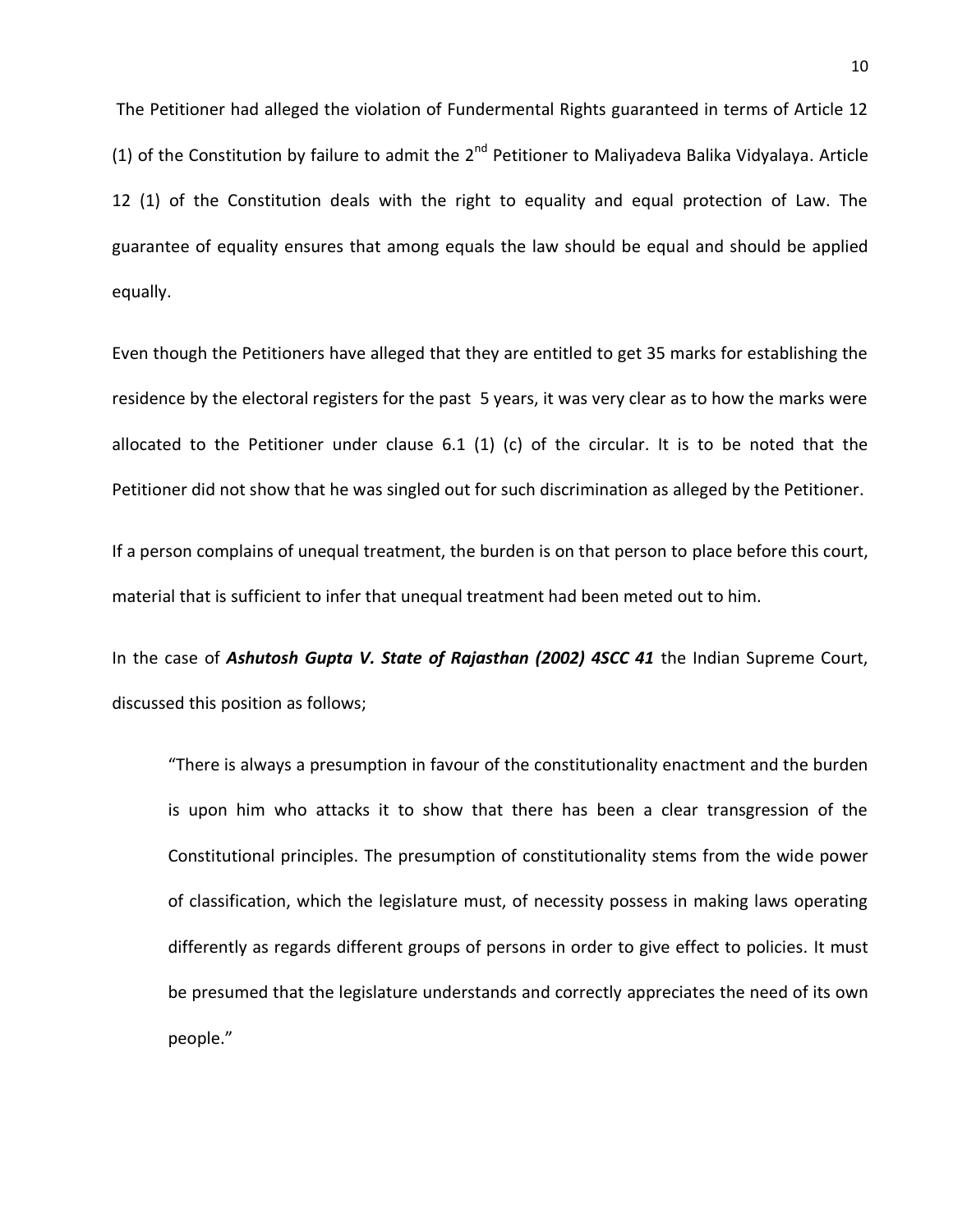The Petitioner had alleged the violation of Fundermental Rights guaranteed in terms of Article 12 (1) of the Constitution by failure to admit the 2nd Petitioner to Maliyadeva Balika Vidyalaya. Article 12 (1) of the Constitution deals with the right to equality and equal protection of Law. The guarantee of equality ensures that among equals the law should be equal and should be applied equally.

Even though the Petitioners have alleged that they are entitled to get 35 marks for establishing the residence by the electoral registers for the past 5 years, it was very clear as to how the marks were allocated to the Petitioner under clause 6.1 (1) (c) of the circular. It is to be noted that the Petitioner did not show that he was singled out for such discrimination as alleged by the Petitioner.

If a person complains of unequal treatment, the burden is on that person to place before this court, material that is sufficient to infer that unequal treatment had been meted out to him.

In the case of ***Ashutosh Gupta V. State of Rajasthan (2002) 4SCC 41*** the Indian Supreme Court, discussed this position as follows;

> "There is always a presumption in favour of the constitutionality enactment and the burden is upon him who attacks it to show that there has been a clear transgression of the Constitutional principles. The presumption of constitutionality stems from the wide power of classification, which the legislature must, of necessity possess in making laws operating differently as regards different groups of persons in order to give effect to policies. It must be presumed that the legislature understands and correctly appreciates the need of its own people."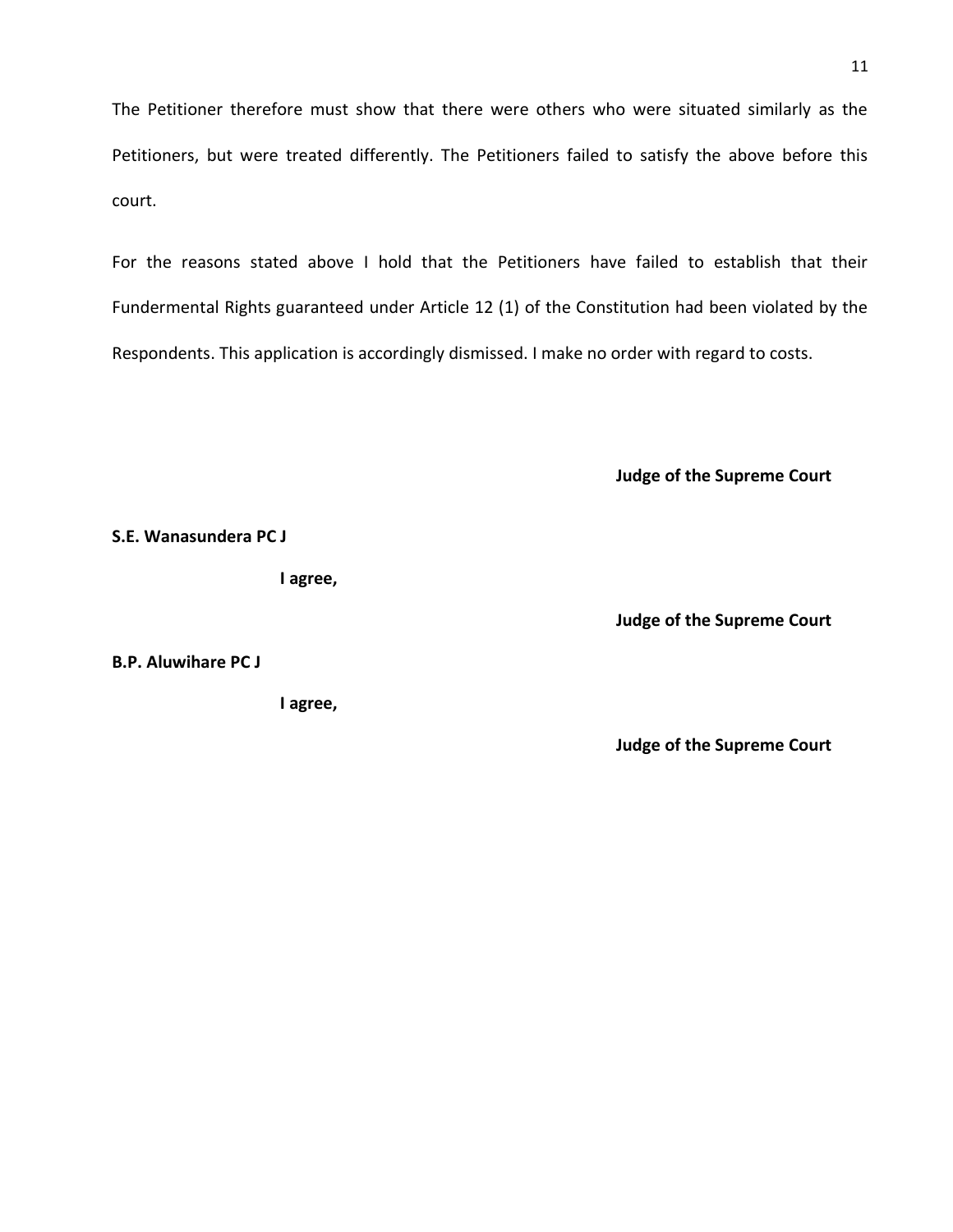The Petitioner therefore must show that there were others who were situated similarly as the Petitioners, but were treated differently. The Petitioners failed to satisfy the above before this court.

For the reasons stated above I hold that the Petitioners have failed to establish that their Fundermental Rights guaranteed under Article 12 (1) of the Constitution had been violated by the Respondents. This application is accordingly dismissed. I make no order with regard to costs.

**Judge of the Supreme Court**

**S.E. Wanasundera PC J**

**I agree,**

**Judge of the Supreme Court**

**B.P. Aluwihare PC J**

**I agree,**

**Judge of the Supreme Court**